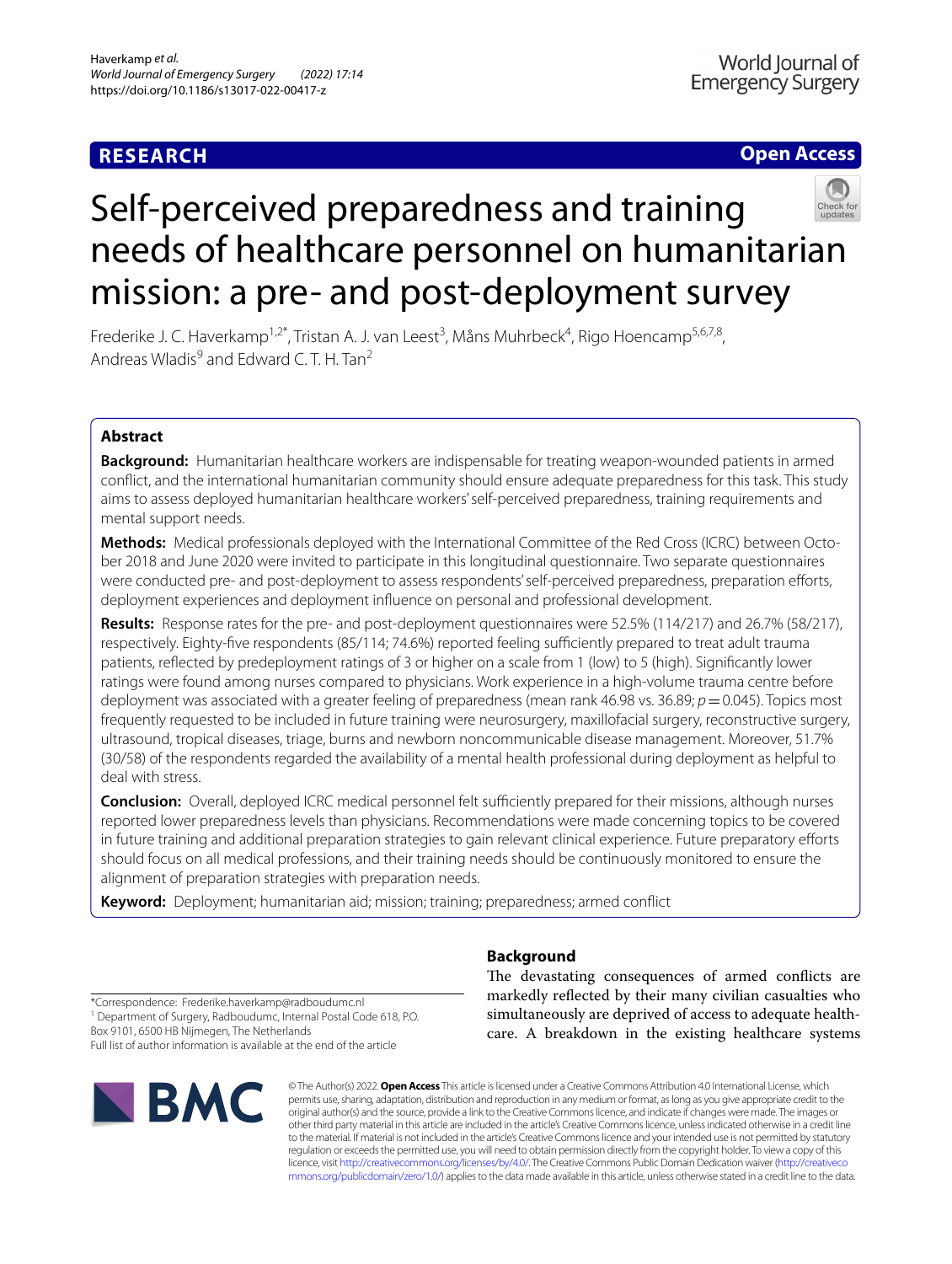**RESEARCH** **Open Access**

# Self-perceived preparedness and training needs of healthcare personnel on humanitarian mission: a pre- and post-deployment survey

Frederike J. C. Haverkamp[1,2*], Tristan A. J. van Leest[3], Måns Muhrbeck[4], Rigo Hoencamp[5,6,7,8], Andreas Wladis[9] and Edward C. T. H. Tan[2]

## Abstract

**Background:** Humanitarian healthcare workers are indispensable for treating weapon-wounded patients in armed conflict, and the international humanitarian community should ensure adequate preparedness for this task. This study aims to assess deployed humanitarian healthcare workers' self-perceived preparedness, training requirements and mental support needs.

**Methods:** Medical professionals deployed with the International Committee of the Red Cross (ICRC) between October 2018 and June 2020 were invited to participate in this longitudinal questionnaire. Two separate questionnaires were conducted pre- and post-deployment to assess respondents' self-perceived preparedness, preparation efforts, deployment experiences and deployment influence on personal and professional development.

**Results:** Response rates for the pre- and post-deployment questionnaires were 52.5% (114/217) and 26.7% (58/217), respectively. Eighty-five respondents (85/114; 74.6%) reported feeling sufficiently prepared to treat adult trauma patients, reflected by predeployment ratings of 3 or higher on a scale from 1 (low) to 5 (high). Significantly lower ratings were found among nurses compared to physicians. Work experience in a high-volume trauma centre before deployment was associated with a greater feeling of preparedness (mean rank 46.98 vs. 36.89; $p = 0.045$). Topics most frequently requested to be included in future training were neurosurgery, maxillofacial surgery, reconstructive surgery, ultrasound, tropical diseases, triage, burns and newborn noncommunicable disease management. Moreover, 51.7% (30/58) of the respondents regarded the availability of a mental health professional during deployment as helpful to deal with stress.

**Conclusion:** Overall, deployed ICRC medical personnel felt sufficiently prepared for their missions, although nurses reported lower preparedness levels than physicians. Recommendations were made concerning topics to be covered in future training and additional preparation strategies to gain relevant clinical experience. Future preparatory efforts should focus on all medical professions, and their training needs should be continuously monitored to ensure the alignment of preparation strategies with preparation needs.

**Keyword:** Deployment; humanitarian aid; mission; training; preparedness; armed conflict

*Correspondence: Frederike.haverkamp@radboudumc.nl
[1] Department of Surgery, Radboudumc, Internal Postal Code 618, P.O. Box 9101, 6500 HB Nijmegen, The Netherlands
Full list of author information is available at the end of the article

## Background

The devastating consequences of armed conflicts are markedly reflected by their many civilian casualties who simultaneously are deprived of access to adequate healthcare. A breakdown in the existing healthcare systems

© The Author(s) 2022. **Open Access** This article is licensed under a Creative Commons Attribution 4.0 International License, which permits use, sharing, adaptation, distribution and reproduction in any medium or format, as long as you give appropriate credit to the original author(s) and the source, provide a link to the Creative Commons licence, and indicate if changes were made. The images or other third party material in this article are included in the article's Creative Commons licence, unless indicated otherwise in a credit line to the material. If material is not included in the article's Creative Commons licence and your intended use is not permitted by statutory regulation or exceeds the permitted use, you will need to obtain permission directly from the copyright holder. To view a copy of this licence, visit http://creativecommons.org/licenses/by/4.0/. The Creative Commons Public Domain Dedication waiver (http://creativecommons.org/publicdomain/zero/1.0/) applies to the data made available in this article, unless otherwise stated in a credit line to the data.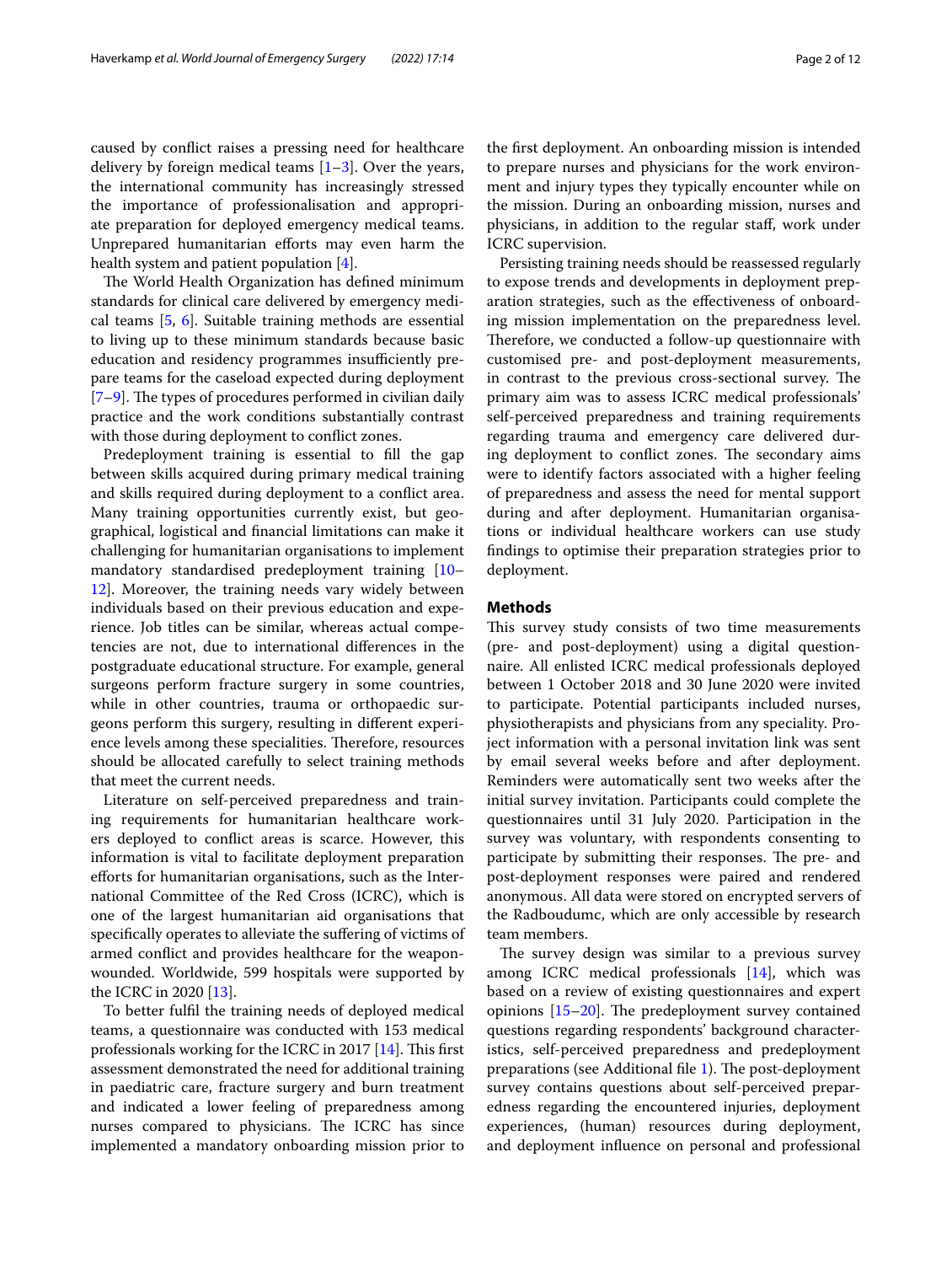caused by conflict raises a pressing need for healthcare delivery by foreign medical teams [1–3]. Over the years, the international community has increasingly stressed the importance of professionalisation and appropriate preparation for deployed emergency medical teams. Unprepared humanitarian efforts may even harm the health system and patient population [4].

The World Health Organization has defined minimum standards for clinical care delivered by emergency medical teams [5, 6]. Suitable training methods are essential to living up to these minimum standards because basic education and residency programmes insufficiently prepare teams for the caseload expected during deployment [7–9]. The types of procedures performed in civilian daily practice and the work conditions substantially contrast with those during deployment to conflict zones.

Predeployment training is essential to fill the gap between skills acquired during primary medical training and skills required during deployment to a conflict area. Many training opportunities currently exist, but geographical, logistical and financial limitations can make it challenging for humanitarian organisations to implement mandatory standardised predeployment training [10–12]. Moreover, the training needs vary widely between individuals based on their previous education and experience. Job titles can be similar, whereas actual competencies are not, due to international differences in the postgraduate educational structure. For example, general surgeons perform fracture surgery in some countries, while in other countries, trauma or orthopaedic surgeons perform this surgery, resulting in different experience levels among these specialities. Therefore, resources should be allocated carefully to select training methods that meet the current needs.

Literature on self-perceived preparedness and training requirements for humanitarian healthcare workers deployed to conflict areas is scarce. However, this information is vital to facilitate deployment preparation efforts for humanitarian organisations, such as the International Committee of the Red Cross (ICRC), which is one of the largest humanitarian aid organisations that specifically operates to alleviate the suffering of victims of armed conflict and provides healthcare for the weapon-wounded. Worldwide, 599 hospitals were supported by the ICRC in 2020 [13].

To better fulfil the training needs of deployed medical teams, a questionnaire was conducted with 153 medical professionals working for the ICRC in 2017 [14]. This first assessment demonstrated the need for additional training in paediatric care, fracture surgery and burn treatment and indicated a lower feeling of preparedness among nurses compared to physicians. The ICRC has since implemented a mandatory onboarding mission prior to the first deployment. An onboarding mission is intended to prepare nurses and physicians for the work environment and injury types they typically encounter while on the mission. During an onboarding mission, nurses and physicians, in addition to the regular staff, work under ICRC supervision.

Persisting training needs should be reassessed regularly to expose trends and developments in deployment preparation strategies, such as the effectiveness of onboarding mission implementation on the preparedness level. Therefore, we conducted a follow-up questionnaire with customised pre- and post-deployment measurements, in contrast to the previous cross-sectional survey. The primary aim was to assess ICRC medical professionals' self-perceived preparedness and training requirements regarding trauma and emergency care delivered during deployment to conflict zones. The secondary aims were to identify factors associated with a higher feeling of preparedness and assess the need for mental support during and after deployment. Humanitarian organisations or individual healthcare workers can use study findings to optimise their preparation strategies prior to deployment.

## Methods

This survey study consists of two time measurements (pre- and post-deployment) using a digital questionnaire. All enlisted ICRC medical professionals deployed between 1 October 2018 and 30 June 2020 were invited to participate. Potential participants included nurses, physiotherapists and physicians from any speciality. Project information with a personal invitation link was sent by email several weeks before and after deployment. Reminders were automatically sent two weeks after the initial survey invitation. Participants could complete the questionnaires until 31 July 2020. Participation in the survey was voluntary, with respondents consenting to participate by submitting their responses. The pre- and post-deployment responses were paired and rendered anonymous. All data were stored on encrypted servers of the Radboudumc, which are only accessible by research team members.

The survey design was similar to a previous survey among ICRC medical professionals [14], which was based on a review of existing questionnaires and expert opinions [15–20]. The predeployment survey contained questions regarding respondents' background characteristics, self-perceived preparedness and predeployment preparations (see Additional file 1). The post-deployment survey contains questions about self-perceived preparedness regarding the encountered injuries, deployment experiences, (human) resources during deployment, and deployment influence on personal and professional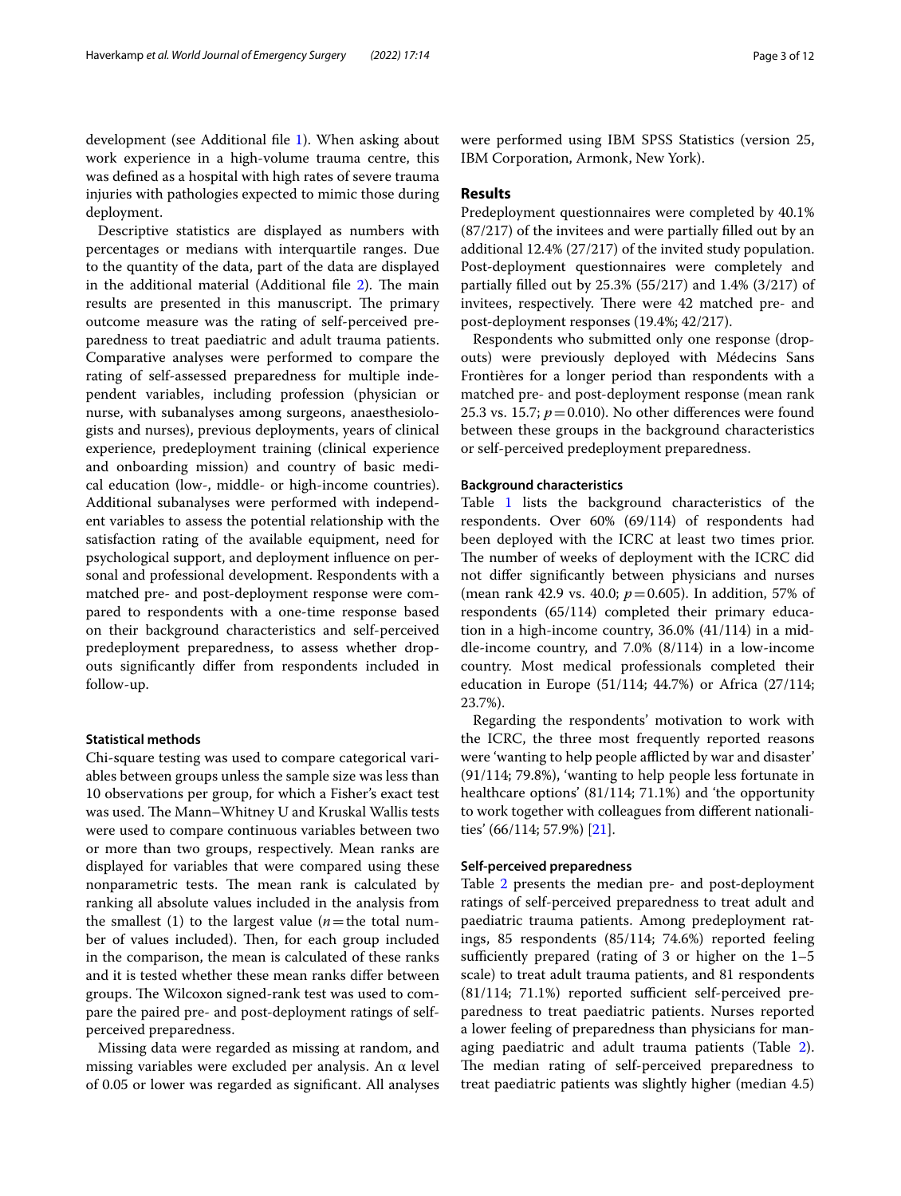development (see Additional file 1). When asking about work experience in a high-volume trauma centre, this was defined as a hospital with high rates of severe trauma injuries with pathologies expected to mimic those during deployment.

Descriptive statistics are displayed as numbers with percentages or medians with interquartile ranges. Due to the quantity of the data, part of the data are displayed in the additional material (Additional file 2). The main results are presented in this manuscript. The primary outcome measure was the rating of self-perceived preparedness to treat paediatric and adult trauma patients. Comparative analyses were performed to compare the rating of self-assessed preparedness for multiple independent variables, including profession (physician or nurse, with subanalyses among surgeons, anaesthesiologists and nurses), previous deployments, years of clinical experience, predeployment training (clinical experience and onboarding mission) and country of basic medical education (low-, middle- or high-income countries). Additional subanalyses were performed with independent variables to assess the potential relationship with the satisfaction rating of the available equipment, need for psychological support, and deployment influence on personal and professional development. Respondents with a matched pre- and post-deployment response were compared to respondents with a one-time response based on their background characteristics and self-perceived predeployment preparedness, to assess whether dropouts significantly differ from respondents included in follow-up.

### Statistical methods

Chi-square testing was used to compare categorical variables between groups unless the sample size was less than 10 observations per group, for which a Fisher's exact test was used. The Mann–Whitney U and Kruskal Wallis tests were used to compare continuous variables between two or more than two groups, respectively. Mean ranks are displayed for variables that were compared using these nonparametric tests. The mean rank is calculated by ranking all absolute values included in the analysis from the smallest (1) to the largest value ($n$ = the total number of values included). Then, for each group included in the comparison, the mean is calculated of these ranks and it is tested whether these mean ranks differ between groups. The Wilcoxon signed-rank test was used to compare the paired pre- and post-deployment ratings of self-perceived preparedness.

Missing data were regarded as missing at random, and missing variables were excluded per analysis. An $\alpha$ level of 0.05 or lower was regarded as significant. All analyses were performed using IBM SPSS Statistics (version 25, IBM Corporation, Armonk, New York).

## Results

Predeployment questionnaires were completed by 40.1% (87/217) of the invitees and were partially filled out by an additional 12.4% (27/217) of the invited study population. Post-deployment questionnaires were completely and partially filled out by 25.3% (55/217) and 1.4% (3/217) of invitees, respectively. There were 42 matched pre- and post-deployment responses (19.4%; 42/217).

Respondents who submitted only one response (dropouts) were previously deployed with Médecins Sans Frontières for a longer period than respondents with a matched pre- and post-deployment response (mean rank 25.3 vs. 15.7; $p = 0.010$). No other differences were found between these groups in the background characteristics or self-perceived predeployment preparedness.

### Background characteristics

Table 1 lists the background characteristics of the respondents. Over 60% (69/114) of respondents had been deployed with the ICRC at least two times prior. The number of weeks of deployment with the ICRC did not differ significantly between physicians and nurses (mean rank 42.9 vs. 40.0; $p = 0.605$). In addition, 57% of respondents (65/114) completed their primary education in a high-income country, 36.0% (41/114) in a middle-income country, and 7.0% (8/114) in a low-income country. Most medical professionals completed their education in Europe (51/114; 44.7%) or Africa (27/114; 23.7%).

Regarding the respondents' motivation to work with the ICRC, the three most frequently reported reasons were 'wanting to help people afflicted by war and disaster' (91/114; 79.8%), 'wanting to help people less fortunate in healthcare options' (81/114; 71.1%) and 'the opportunity to work together with colleagues from different nationalities' (66/114; 57.9%) [21].

### Self-perceived preparedness

Table 2 presents the median pre- and post-deployment ratings of self-perceived preparedness to treat adult and paediatric trauma patients. Among predeployment ratings, 85 respondents (85/114; 74.6%) reported feeling sufficiently prepared (rating of 3 or higher on the 1–5 scale) to treat adult trauma patients, and 81 respondents (81/114; 71.1%) reported sufficient self-perceived preparedness to treat paediatric patients. Nurses reported a lower feeling of preparedness than physicians for managing paediatric and adult trauma patients (Table 2). The median rating of self-perceived preparedness to treat paediatric patients was slightly higher (median 4.5)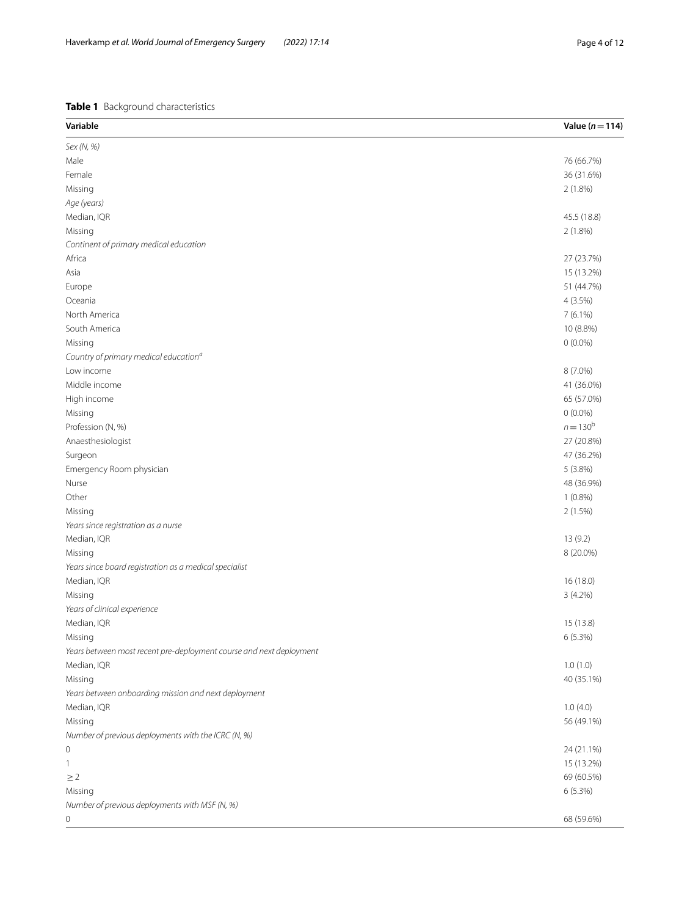**Table 1** Background characteristics

| Variable | Value ($n = 114$) |
|---|---|
| *Sex (N, %)* | |
| Male | 76 (66.7%) |
| Female | 36 (31.6%) |
| Missing | 2 (1.8%) |
| *Age (years)* | |
| Median, IQR | 45.5 (18.8) |
| Missing | 2 (1.8%) |
| *Continent of primary medical education* | |
| Africa | 27 (23.7%) |
| Asia | 15 (13.2%) |
| Europe | 51 (44.7%) |
| Oceania | 4 (3.5%) |
| North America | 7 (6.1%) |
| South America | 10 (8.8%) |
| Missing | 0 (0.0%) |
| *Country of primary medical education*[a] | |
| Low income | 8 (7.0%) |
| Middle income | 41 (36.0%) |
| High income | 65 (57.0%) |
| Missing | 0 (0.0%) |
| Profession (N, %) | $n = 130$[b] |
| Anaesthesiologist | 27 (20.8%) |
| Surgeon | 47 (36.2%) |
| Emergency Room physician | 5 (3.8%) |
| Nurse | 48 (36.9%) |
| Other | 1 (0.8%) |
| Missing | 2 (1.5%) |
| *Years since registration as a nurse* | |
| Median, IQR | 13 (9.2) |
| Missing | 8 (20.0%) |
| *Years since board registration as a medical specialist* | |
| Median, IQR | 16 (18.0) |
| Missing | 3 (4.2%) |
| *Years of clinical experience* | |
| Median, IQR | 15 (13.8) |
| Missing | 6 (5.3%) |
| *Years between most recent pre-deployment course and next deployment* | |
| Median, IQR | 1.0 (1.0) |
| Missing | 40 (35.1%) |
| *Years between onboarding mission and next deployment* | |
| Median, IQR | 1.0 (4.0) |
| Missing | 56 (49.1%) |
| *Number of previous deployments with the ICRC (N, %)* | |
| 0 | 24 (21.1%) |
| 1 | 15 (13.2%) |
| $\geq 2$ | 69 (60.5%) |
| Missing | 6 (5.3%) |
| *Number of previous deployments with MSF (N, %)* | |
| 0 | 68 (59.6%) |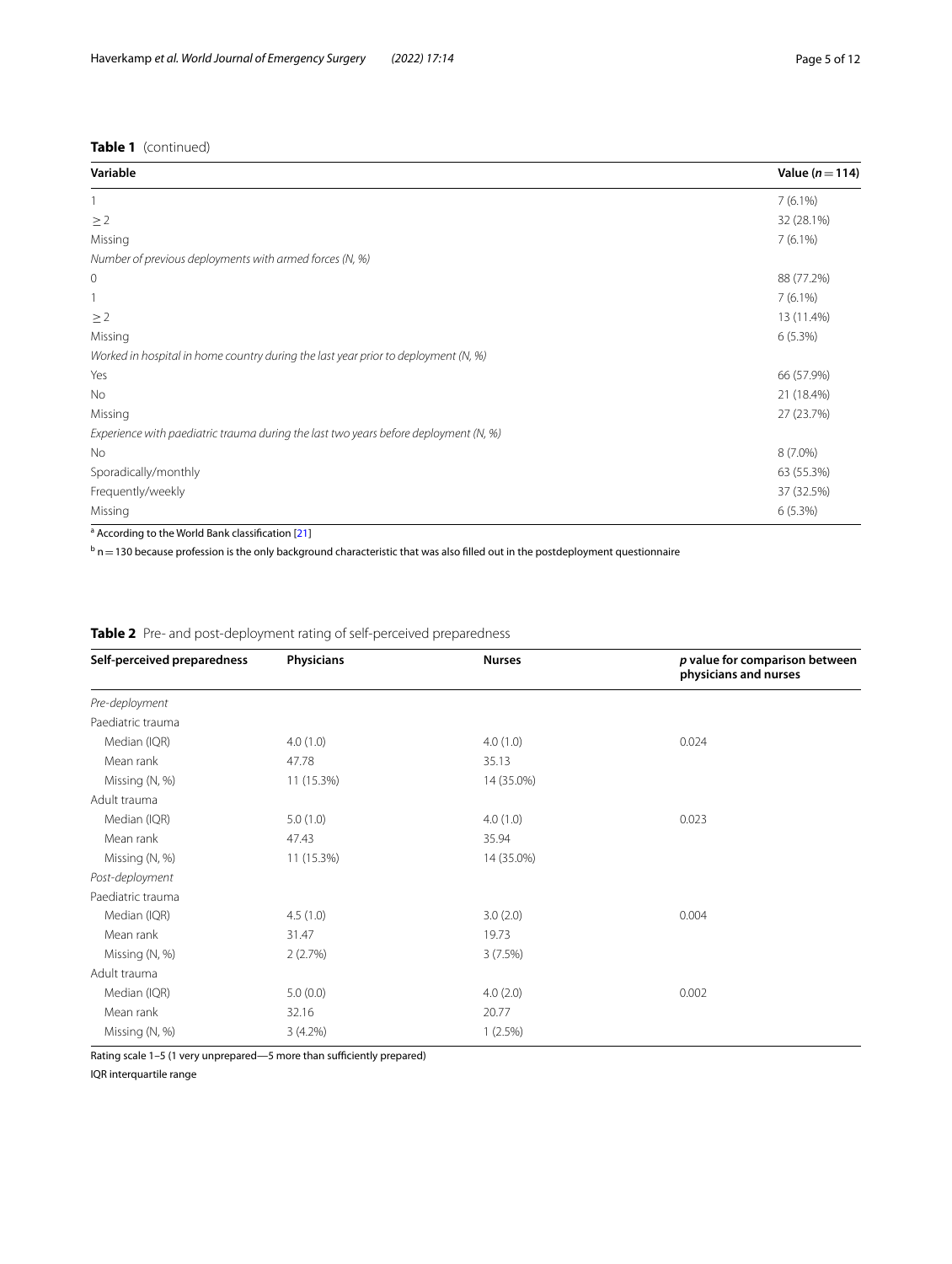**Table 1** (continued)

| Variable | Value ($n = 114$) |
|---|---|
| 1 | 7 (6.1%) |
| ≥ 2 | 32 (28.1%) |
| Missing | 7 (6.1%) |
| *Number of previous deployments with armed forces (N, %)* | |
| 0 | 88 (77.2%) |
| 1 | 7 (6.1%) |
| ≥ 2 | 13 (11.4%) |
| Missing | 6 (5.3%) |
| *Worked in hospital in home country during the last year prior to deployment (N, %)* | |
| Yes | 66 (57.9%) |
| No | 21 (18.4%) |
| Missing | 27 (23.7%) |
| *Experience with paediatric trauma during the last two years before deployment (N, %)* | |
| No | 8 (7.0%) |
| Sporadically/monthly | 63 (55.3%) |
| Frequently/weekly | 37 (32.5%) |
| Missing | 6 (5.3%) |

[a] According to the World Bank classification [21]

[b] n = 130 because profession is the only background characteristic that was also filled out in the postdeployment questionnaire

**Table 2** Pre- and post-deployment rating of self-perceived preparedness

| Self-perceived preparedness | Physicians | Nurses | *p* value for comparison between physicians and nurses |
|---|---|---|---|
| *Pre-deployment* | | | |
| Paediatric trauma | | | |
| Median (IQR) | 4.0 (1.0) | 4.0 (1.0) | 0.024 |
| Mean rank | 47.78 | 35.13 | |
| Missing (N, %) | 11 (15.3%) | 14 (35.0%) | |
| Adult trauma | | | |
| Median (IQR) | 5.0 (1.0) | 4.0 (1.0) | 0.023 |
| Mean rank | 47.43 | 35.94 | |
| Missing (N, %) | 11 (15.3%) | 14 (35.0%) | |
| *Post-deployment* | | | |
| Paediatric trauma | | | |
| Median (IQR) | 4.5 (1.0) | 3.0 (2.0) | 0.004 |
| Mean rank | 31.47 | 19.73 | |
| Missing (N, %) | 2 (2.7%) | 3 (7.5%) | |
| Adult trauma | | | |
| Median (IQR) | 5.0 (0.0) | 4.0 (2.0) | 0.002 |
| Mean rank | 32.16 | 20.77 | |
| Missing (N, %) | 3 (4.2%) | 1 (2.5%) | |

Rating scale 1–5 (1 very unprepared—5 more than sufficiently prepared)

IQR interquartile range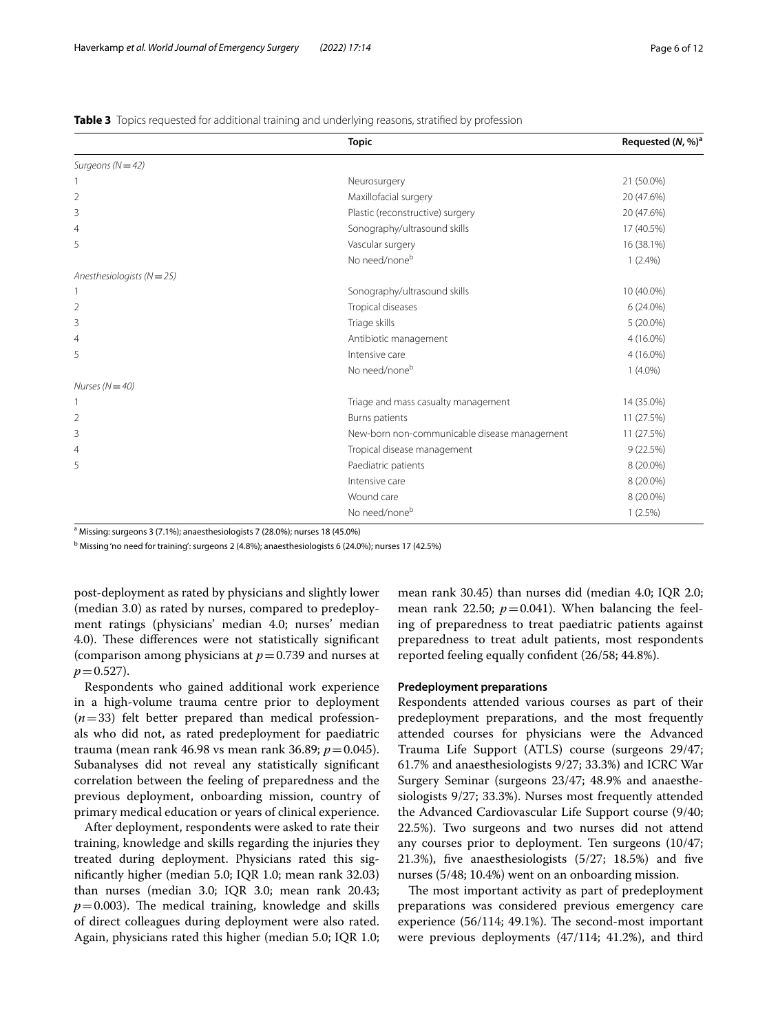**Table 3** Topics requested for additional training and underlying reasons, stratified by profession

| | Topic | Requested (*N*, %)[a] |
|---|---|---|
| *Surgeons (N = 42)* | | |
| 1 | Neurosurgery | 21 (50.0%) |
| 2 | Maxillofacial surgery | 20 (47.6%) |
| 3 | Plastic (reconstructive) surgery | 20 (47.6%) |
| 4 | Sonography/ultrasound skills | 17 (40.5%) |
| 5 | Vascular surgery | 16 (38.1%) |
| | No need/none[b] | 1 (2.4%) |
| *Anesthesiologists (N = 25)* | | |
| 1 | Sonography/ultrasound skills | 10 (40.0%) |
| 2 | Tropical diseases | 6 (24.0%) |
| 3 | Triage skills | 5 (20.0%) |
| 4 | Antibiotic management | 4 (16.0%) |
| 5 | Intensive care | 4 (16.0%) |
| | No need/none[b] | 1 (4.0%) |
| *Nurses (N = 40)* | | |
| 1 | Triage and mass casualty management | 14 (35.0%) |
| 2 | Burns patients | 11 (27.5%) |
| 3 | New-born non-communicable disease management | 11 (27.5%) |
| 4 | Tropical disease management | 9 (22.5%) |
| 5 | Paediatric patients | 8 (20.0%) |
| | Intensive care | 8 (20.0%) |
| | Wound care | 8 (20.0%) |
| | No need/none[b] | 1 (2.5%) |

[a] Missing: surgeons 3 (7.1%); anaesthesiologists 7 (28.0%); nurses 18 (45.0%)

[b] Missing 'no need for training': surgeons 2 (4.8%); anaesthesiologists 6 (24.0%); nurses 17 (42.5%)

post-deployment as rated by physicians and slightly lower (median 3.0) as rated by nurses, compared to predeployment ratings (physicians' median 4.0; nurses' median 4.0). These differences were not statistically significant (comparison among physicians at $p = 0.739$ and nurses at $p = 0.527$).

Respondents who gained additional work experience in a high-volume trauma centre prior to deployment ($n = 33$) felt better prepared than medical professionals who did not, as rated predeployment for paediatric trauma (mean rank 46.98 vs mean rank 36.89; $p = 0.045$). Subanalyses did not reveal any statistically significant correlation between the feeling of preparedness and the previous deployment, onboarding mission, country of primary medical education or years of clinical experience.

After deployment, respondents were asked to rate their training, knowledge and skills regarding the injuries they treated during deployment. Physicians rated this significantly higher (median 5.0; IQR 1.0; mean rank 32.03) than nurses (median 3.0; IQR 3.0; mean rank 20.43; $p = 0.003$). The medical training, knowledge and skills of direct colleagues during deployment were also rated. Again, physicians rated this higher (median 5.0; IQR 1.0; mean rank 30.45) than nurses did (median 4.0; IQR 2.0; mean rank 22.50; $p = 0.041$). When balancing the feeling of preparedness to treat paediatric patients against preparedness to treat adult patients, most respondents reported feeling equally confident (26/58; 44.8%).

#### Predeployment preparations

Respondents attended various courses as part of their predeployment preparations, and the most frequently attended courses for physicians were the Advanced Trauma Life Support (ATLS) course (surgeons 29/47; 61.7% and anaesthesiologists 9/27; 33.3%) and ICRC War Surgery Seminar (surgeons 23/47; 48.9% and anaesthesiologists 9/27; 33.3%). Nurses most frequently attended the Advanced Cardiovascular Life Support course (9/40; 22.5%). Two surgeons and two nurses did not attend any courses prior to deployment. Ten surgeons (10/47; 21.3%), five anaesthesiologists (5/27; 18.5%) and five nurses (5/48; 10.4%) went on an onboarding mission.

The most important activity as part of predeployment preparations was considered previous emergency care experience (56/114; 49.1%). The second-most important were previous deployments (47/114; 41.2%), and third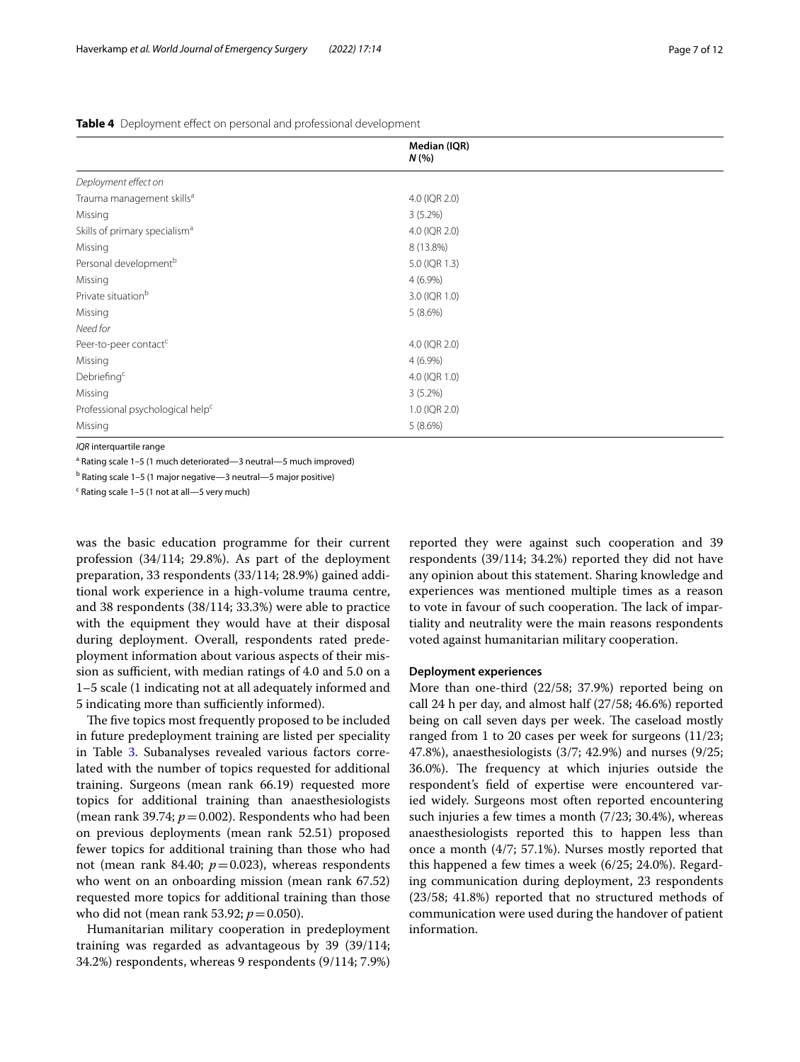**Table 4** Deployment effect on personal and professional development

| | Median (IQR) *N* (%) |
|---|---|
| *Deployment effect on* | |
| Trauma management skills[a] | 4.0 (IQR 2.0) |
| Missing | 3 (5.2%) |
| Skills of primary specialism[a] | 4.0 (IQR 2.0) |
| Missing | 8 (13.8%) |
| Personal development[b] | 5.0 (IQR 1.3) |
| Missing | 4 (6.9%) |
| Private situation[b] | 3.0 (IQR 1.0) |
| Missing | 5 (8.6%) |
| *Need for* | |
| Peer-to-peer contact[c] | 4.0 (IQR 2.0) |
| Missing | 4 (6.9%) |
| Debriefing[c] | 4.0 (IQR 1.0) |
| Missing | 3 (5.2%) |
| Professional psychological help[c] | 1.0 (IQR 2.0) |
| Missing | 5 (8.6%) |

*IQR* interquartile range

[a] Rating scale 1–5 (1 much deteriorated—3 neutral—5 much improved)

[b] Rating scale 1–5 (1 major negative—3 neutral—5 major positive)

[c] Rating scale 1–5 (1 not at all—5 very much)

was the basic education programme for their current profession (34/114; 29.8%). As part of the deployment preparation, 33 respondents (33/114; 28.9%) gained additional work experience in a high-volume trauma centre, and 38 respondents (38/114; 33.3%) were able to practice with the equipment they would have at their disposal during deployment. Overall, respondents rated predeployment information about various aspects of their mission as sufficient, with median ratings of 4.0 and 5.0 on a 1–5 scale (1 indicating not at all adequately informed and 5 indicating more than sufficiently informed).

The five topics most frequently proposed to be included in future predeployment training are listed per speciality in Table 3. Subanalyses revealed various factors correlated with the number of topics requested for additional training. Surgeons (mean rank 66.19) requested more topics for additional training than anaesthesiologists (mean rank 39.74; $p = 0.002$). Respondents who had been on previous deployments (mean rank 52.51) proposed fewer topics for additional training than those who had not (mean rank 84.40; $p = 0.023$), whereas respondents who went on an onboarding mission (mean rank 67.52) requested more topics for additional training than those who did not (mean rank 53.92; $p = 0.050$).

Humanitarian military cooperation in predeployment training was regarded as advantageous by 39 (39/114; 34.2%) respondents, whereas 9 respondents (9/114; 7.9%) reported they were against such cooperation and 39 respondents (39/114; 34.2%) reported they did not have any opinion about this statement. Sharing knowledge and experiences was mentioned multiple times as a reason to vote in favour of such cooperation. The lack of impartiality and neutrality were the main reasons respondents voted against humanitarian military cooperation.

### Deployment experiences

More than one-third (22/58; 37.9%) reported being on call 24 h per day, and almost half (27/58; 46.6%) reported being on call seven days per week. The caseload mostly ranged from 1 to 20 cases per week for surgeons (11/23; 47.8%), anaesthesiologists (3/7; 42.9%) and nurses (9/25; 36.0%). The frequency at which injuries outside the respondent's field of expertise were encountered varied widely. Surgeons most often reported encountering such injuries a few times a month (7/23; 30.4%), whereas anaesthesiologists reported this to happen less than once a month (4/7; 57.1%). Nurses mostly reported that this happened a few times a week (6/25; 24.0%). Regarding communication during deployment, 23 respondents (23/58; 41.8%) reported that no structured methods of communication were used during the handover of patient information.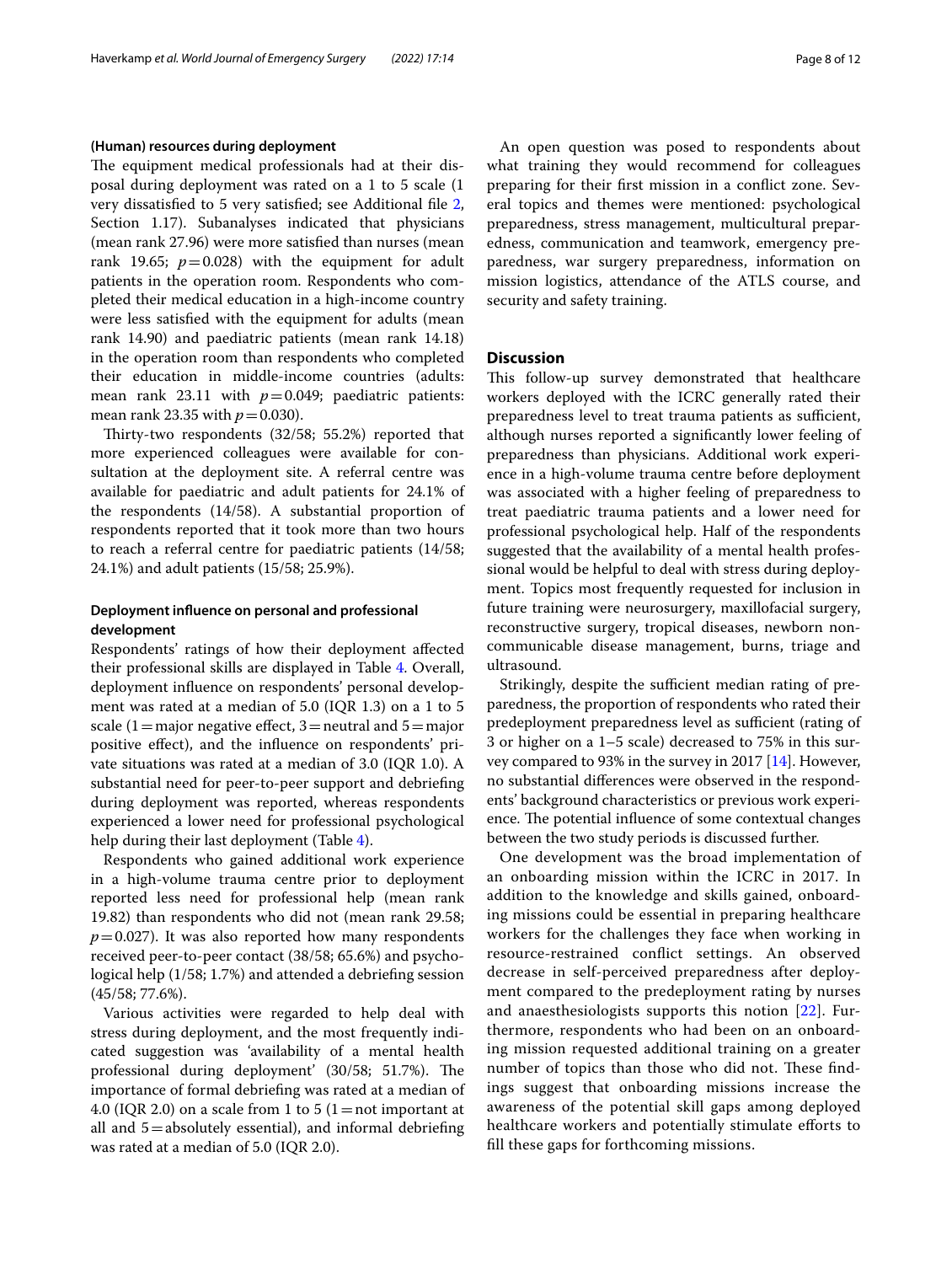### (Human) resources during deployment

The equipment medical professionals had at their disposal during deployment was rated on a 1 to 5 scale (1 very dissatisfied to 5 very satisfied; see Additional file 2, Section 1.17). Subanalyses indicated that physicians (mean rank 27.96) were more satisfied than nurses (mean rank 19.65; $p = 0.028$) with the equipment for adult patients in the operation room. Respondents who completed their medical education in a high-income country were less satisfied with the equipment for adults (mean rank 14.90) and paediatric patients (mean rank 14.18) in the operation room than respondents who completed their education in middle-income countries (adults: mean rank 23.11 with $p = 0.049$; paediatric patients: mean rank 23.35 with $p = 0.030$).

Thirty-two respondents (32/58; 55.2%) reported that more experienced colleagues were available for consultation at the deployment site. A referral centre was available for paediatric and adult patients for 24.1% of the respondents (14/58). A substantial proportion of respondents reported that it took more than two hours to reach a referral centre for paediatric patients (14/58; 24.1%) and adult patients (15/58; 25.9%).

### Deployment influence on personal and professional development

Respondents' ratings of how their deployment affected their professional skills are displayed in Table 4. Overall, deployment influence on respondents' personal development was rated at a median of 5.0 (IQR 1.3) on a 1 to 5 scale (1 = major negative effect, 3 = neutral and 5 = major positive effect), and the influence on respondents' private situations was rated at a median of 3.0 (IQR 1.0). A substantial need for peer-to-peer support and debriefing during deployment was reported, whereas respondents experienced a lower need for professional psychological help during their last deployment (Table 4).

Respondents who gained additional work experience in a high-volume trauma centre prior to deployment reported less need for professional help (mean rank 19.82) than respondents who did not (mean rank 29.58; $p = 0.027$). It was also reported how many respondents received peer-to-peer contact (38/58; 65.6%) and psychological help (1/58; 1.7%) and attended a debriefing session (45/58; 77.6%).

Various activities were regarded to help deal with stress during deployment, and the most frequently indicated suggestion was 'availability of a mental health professional during deployment' (30/58; 51.7%). The importance of formal debriefing was rated at a median of 4.0 (IQR 2.0) on a scale from 1 to 5 (1 = not important at all and 5 = absolutely essential), and informal debriefing was rated at a median of 5.0 (IQR 2.0).

An open question was posed to respondents about what training they would recommend for colleagues preparing for their first mission in a conflict zone. Several topics and themes were mentioned: psychological preparedness, stress management, multicultural preparedness, communication and teamwork, emergency preparedness, war surgery preparedness, information on mission logistics, attendance of the ATLS course, and security and safety training.

## Discussion

This follow-up survey demonstrated that healthcare workers deployed with the ICRC generally rated their preparedness level to treat trauma patients as sufficient, although nurses reported a significantly lower feeling of preparedness than physicians. Additional work experience in a high-volume trauma centre before deployment was associated with a higher feeling of preparedness to treat paediatric trauma patients and a lower need for professional psychological help. Half of the respondents suggested that the availability of a mental health professional would be helpful to deal with stress during deployment. Topics most frequently requested for inclusion in future training were neurosurgery, maxillofacial surgery, reconstructive surgery, tropical diseases, newborn non-communicable disease management, burns, triage and ultrasound.

Strikingly, despite the sufficient median rating of preparedness, the proportion of respondents who rated their predeployment preparedness level as sufficient (rating of 3 or higher on a 1–5 scale) decreased to 75% in this survey compared to 93% in the survey in 2017 [14]. However, no substantial differences were observed in the respondents' background characteristics or previous work experience. The potential influence of some contextual changes between the two study periods is discussed further.

One development was the broad implementation of an onboarding mission within the ICRC in 2017. In addition to the knowledge and skills gained, onboarding missions could be essential in preparing healthcare workers for the challenges they face when working in resource-restrained conflict settings. An observed decrease in self-perceived preparedness after deployment compared to the predeployment rating by nurses and anaesthesiologists supports this notion [22]. Furthermore, respondents who had been on an onboarding mission requested additional training on a greater number of topics than those who did not. These findings suggest that onboarding missions increase the awareness of the potential skill gaps among deployed healthcare workers and potentially stimulate efforts to fill these gaps for forthcoming missions.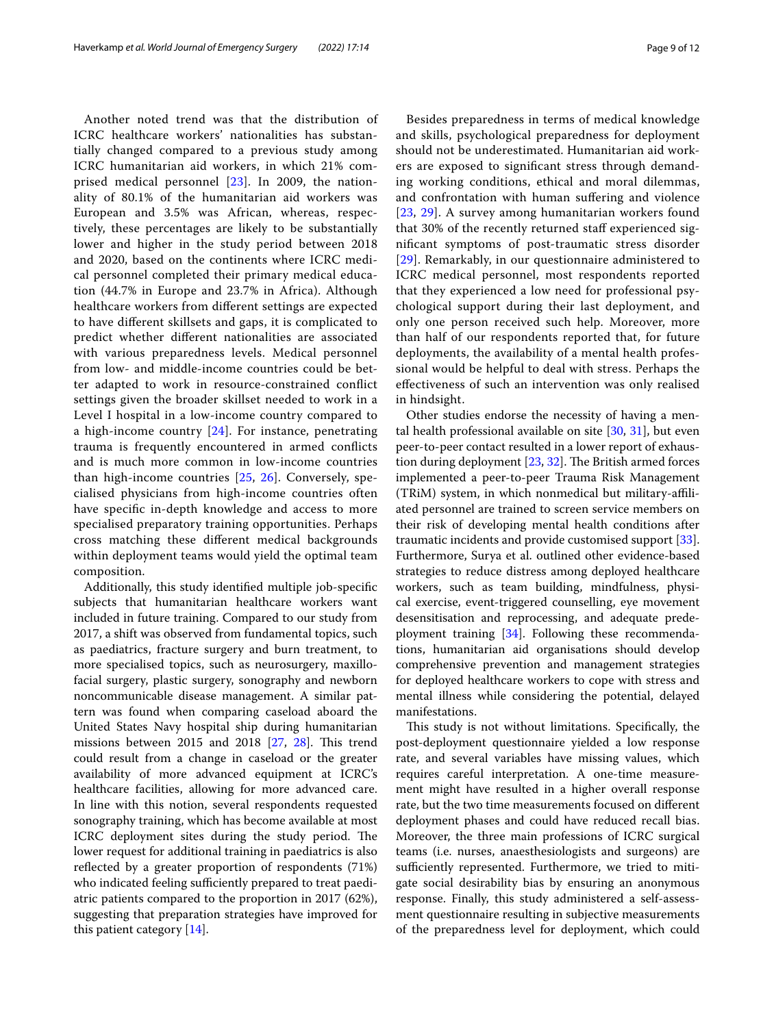Another noted trend was that the distribution of ICRC healthcare workers' nationalities has substantially changed compared to a previous study among ICRC humanitarian aid workers, in which 21% comprised medical personnel [23]. In 2009, the nationality of 80.1% of the humanitarian aid workers was European and 3.5% was African, whereas, respectively, these percentages are likely to be substantially lower and higher in the study period between 2018 and 2020, based on the continents where ICRC medical personnel completed their primary medical education (44.7% in Europe and 23.7% in Africa). Although healthcare workers from different settings are expected to have different skillsets and gaps, it is complicated to predict whether different nationalities are associated with various preparedness levels. Medical personnel from low- and middle-income countries could be better adapted to work in resource-constrained conflict settings given the broader skillset needed to work in a Level I hospital in a low-income country compared to a high-income country [24]. For instance, penetrating trauma is frequently encountered in armed conflicts and is much more common in low-income countries than high-income countries [25, 26]. Conversely, specialised physicians from high-income countries often have specific in-depth knowledge and access to more specialised preparatory training opportunities. Perhaps cross matching these different medical backgrounds within deployment teams would yield the optimal team composition.

Additionally, this study identified multiple job-specific subjects that humanitarian healthcare workers want included in future training. Compared to our study from 2017, a shift was observed from fundamental topics, such as paediatrics, fracture surgery and burn treatment, to more specialised topics, such as neurosurgery, maxillofacial surgery, plastic surgery, sonography and newborn noncommunicable disease management. A similar pattern was found when comparing caseload aboard the United States Navy hospital ship during humanitarian missions between 2015 and 2018 [27, 28]. This trend could result from a change in caseload or the greater availability of more advanced equipment at ICRC's healthcare facilities, allowing for more advanced care. In line with this notion, several respondents requested sonography training, which has become available at most ICRC deployment sites during the study period. The lower request for additional training in paediatrics is also reflected by a greater proportion of respondents (71%) who indicated feeling sufficiently prepared to treat paediatric patients compared to the proportion in 2017 (62%), suggesting that preparation strategies have improved for this patient category [14].

Besides preparedness in terms of medical knowledge and skills, psychological preparedness for deployment should not be underestimated. Humanitarian aid workers are exposed to significant stress through demanding working conditions, ethical and moral dilemmas, and confrontation with human suffering and violence [23, 29]. A survey among humanitarian workers found that 30% of the recently returned staff experienced significant symptoms of post-traumatic stress disorder [29]. Remarkably, in our questionnaire administered to ICRC medical personnel, most respondents reported that they experienced a low need for professional psychological support during their last deployment, and only one person received such help. Moreover, more than half of our respondents reported that, for future deployments, the availability of a mental health professional would be helpful to deal with stress. Perhaps the effectiveness of such an intervention was only realised in hindsight.

Other studies endorse the necessity of having a mental health professional available on site [30, 31], but even peer-to-peer contact resulted in a lower report of exhaustion during deployment [23, 32]. The British armed forces implemented a peer-to-peer Trauma Risk Management (TRiM) system, in which nonmedical but military-affiliated personnel are trained to screen service members on their risk of developing mental health conditions after traumatic incidents and provide customised support [33]. Furthermore, Surya et al. outlined other evidence-based strategies to reduce distress among deployed healthcare workers, such as team building, mindfulness, physical exercise, event-triggered counselling, eye movement desensitisation and reprocessing, and adequate predeployment training [34]. Following these recommendations, humanitarian aid organisations should develop comprehensive prevention and management strategies for deployed healthcare workers to cope with stress and mental illness while considering the potential, delayed manifestations.

This study is not without limitations. Specifically, the post-deployment questionnaire yielded a low response rate, and several variables have missing values, which requires careful interpretation. A one-time measurement might have resulted in a higher overall response rate, but the two time measurements focused on different deployment phases and could have reduced recall bias. Moreover, the three main professions of ICRC surgical teams (i.e. nurses, anaesthesiologists and surgeons) are sufficiently represented. Furthermore, we tried to mitigate social desirability bias by ensuring an anonymous response. Finally, this study administered a self-assessment questionnaire resulting in subjective measurements of the preparedness level for deployment, which could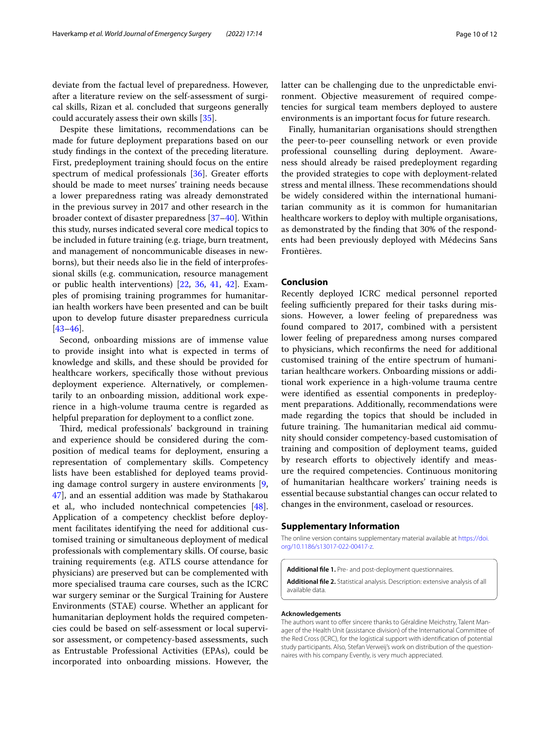deviate from the factual level of preparedness. However, after a literature review on the self-assessment of surgical skills, Rizan et al. concluded that surgeons generally could accurately assess their own skills [35].

Despite these limitations, recommendations can be made for future deployment preparations based on our study findings in the context of the preceding literature. First, predeployment training should focus on the entire spectrum of medical professionals [36]. Greater efforts should be made to meet nurses' training needs because a lower preparedness rating was already demonstrated in the previous survey in 2017 and other research in the broader context of disaster preparedness [37–40]. Within this study, nurses indicated several core medical topics to be included in future training (e.g. triage, burn treatment, and management of noncommunicable diseases in newborns), but their needs also lie in the field of interprofessional skills (e.g. communication, resource management or public health interventions) [22, 36, 41, 42]. Examples of promising training programmes for humanitarian health workers have been presented and can be built upon to develop future disaster preparedness curricula [43–46].

Second, onboarding missions are of immense value to provide insight into what is expected in terms of knowledge and skills, and these should be provided for healthcare workers, specifically those without previous deployment experience. Alternatively, or complementarily to an onboarding mission, additional work experience in a high-volume trauma centre is regarded as helpful preparation for deployment to a conflict zone.

Third, medical professionals' background in training and experience should be considered during the composition of medical teams for deployment, ensuring a representation of complementary skills. Competency lists have been established for deployed teams providing damage control surgery in austere environments [9, 47], and an essential addition was made by Stathakarou et al., who included nontechnical competencies [48]. Application of a competency checklist before deployment facilitates identifying the need for additional customised training or simultaneous deployment of medical professionals with complementary skills. Of course, basic training requirements (e.g. ATLS course attendance for physicians) are preserved but can be complemented with more specialised trauma care courses, such as the ICRC war surgery seminar or the Surgical Training for Austere Environments (STAE) course. Whether an applicant for humanitarian deployment holds the required competencies could be based on self-assessment or local supervisor assessment, or competency-based assessments, such as Entrustable Professional Activities (EPAs), could be incorporated into onboarding missions. However, the latter can be challenging due to the unpredictable environment. Objective measurement of required competencies for surgical team members deployed to austere environments is an important focus for future research.

Finally, humanitarian organisations should strengthen the peer-to-peer counselling network or even provide professional counselling during deployment. Awareness should already be raised predeployment regarding the provided strategies to cope with deployment-related stress and mental illness. These recommendations should be widely considered within the international humanitarian community as it is common for humanitarian healthcare workers to deploy with multiple organisations, as demonstrated by the finding that 30% of the respondents had been previously deployed with Médecins Sans Frontières.

## Conclusion

Recently deployed ICRC medical personnel reported feeling sufficiently prepared for their tasks during missions. However, a lower feeling of preparedness was found compared to 2017, combined with a persistent lower feeling of preparedness among nurses compared to physicians, which reconfirms the need for additional customised training of the entire spectrum of humanitarian healthcare workers. Onboarding missions or additional work experience in a high-volume trauma centre were identified as essential components in predeployment preparations. Additionally, recommendations were made regarding the topics that should be included in future training. The humanitarian medical aid community should consider competency-based customisation of training and composition of deployment teams, guided by research efforts to objectively identify and measure the required competencies. Continuous monitoring of humanitarian healthcare workers' training needs is essential because substantial changes can occur related to changes in the environment, caseload or resources.

## Supplementary Information

The online version contains supplementary material available at https://doi.org/10.1186/s13017-022-00417-z.

**Additional file 1.** Pre- and post-deployment questionnaires.

**Additional file 2.** Statistical analysis. Description: extensive analysis of all available data.

#### Acknowledgements

The authors want to offer sincere thanks to Géraldine Meichstry, Talent Manager of the Health Unit (assistance division) of the International Committee of the Red Cross (ICRC), for the logistical support with identification of potential study participants. Also, Stefan Verweij's work on distribution of the questionnaires with his company Evently, is very much appreciated.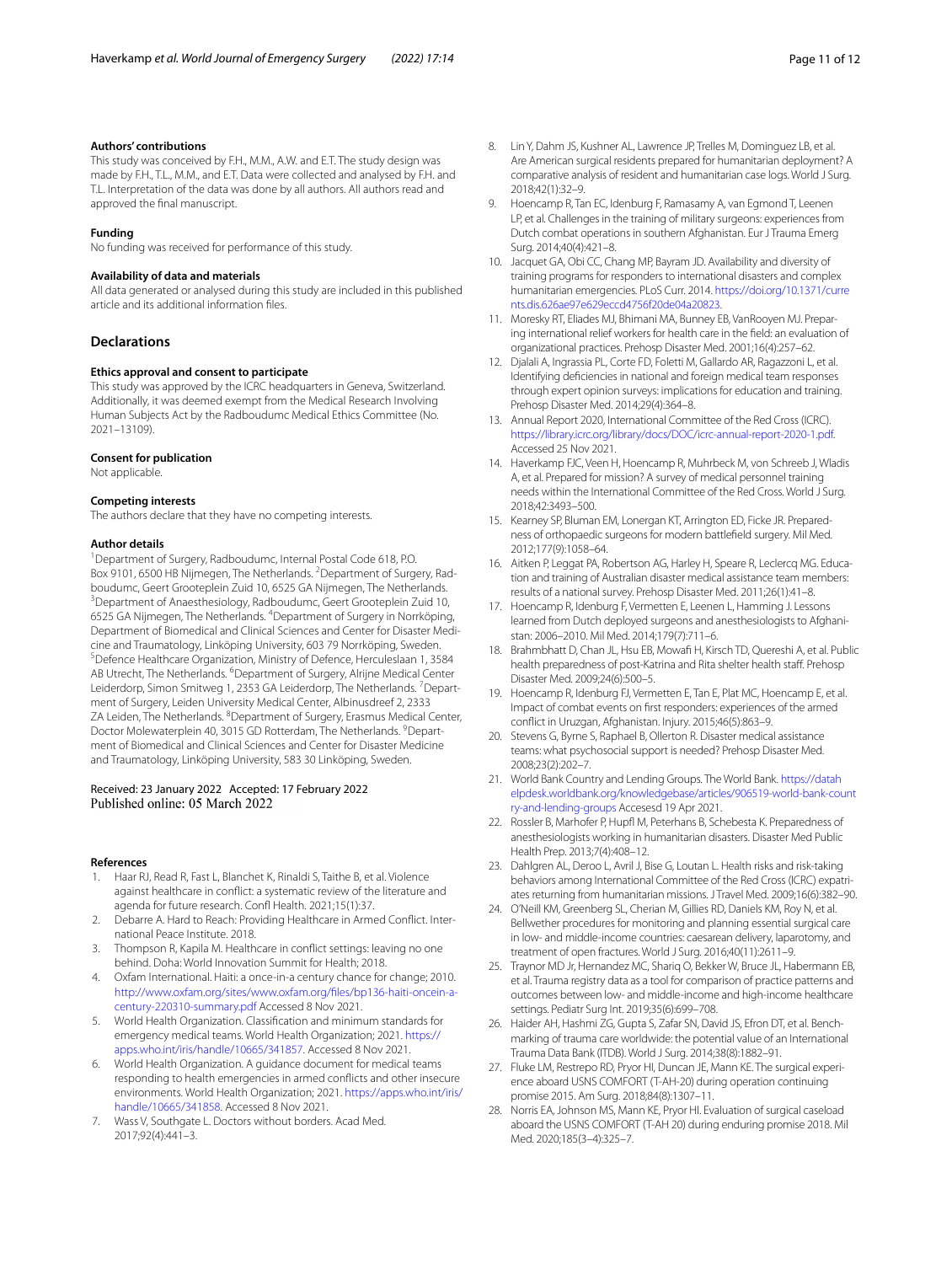### Authors' contributions

This study was conceived by F.H., M.M., A.W. and E.T. The study design was made by F.H., T.L., M.M. and E.T. Data were collected and analysed by F.H. and T.L. Interpretation of the data was done by all authors. All authors read and approved the final manuscript.

### Funding

No funding was received for performance of this study.

### Availability of data and materials

All data generated or analysed during this study are included in this published article and its additional information files.

## Declarations

### Ethics approval and consent to participate

This study was approved by the ICRC headquarters in Geneva, Switzerland. Additionally, it was deemed exempt from the Medical Research Involving Human Subjects Act by the Radboudumc Medical Ethics Committee (No. 2021–13109).

### Consent for publication

Not applicable.

### Competing interests

The authors declare that they have no competing interests.

### Author details

[1]Department of Surgery, Radboudumc, Internal Postal Code 618, P.O. Box 9101, 6500 HB Nijmegen, The Netherlands. [2]Department of Surgery, Radboudumc, Geert Grooteplein Zuid 10, 6525 GA Nijmegen, The Netherlands. [3]Department of Anaesthesiology, Radboudumc, Geert Grooteplein Zuid 10, 6525 GA Nijmegen, The Netherlands. [4]Department of Surgery in Norrköping, Department of Biomedical and Clinical Sciences and Center for Disaster Medicine and Traumatology, Linköping University, 603 79 Norrköping, Sweden. [5]Defence Healthcare Organization, Ministry of Defence, Herculeslaan 1, 3584 AB Utrecht, The Netherlands. [6]Department of Surgery, Alrijne Medical Center Leiderdorp, Simon Smitweg 1, 2353 GA Leiderdorp, The Netherlands. [7]Department of Surgery, Leiden University Medical Center, Albinusdreef 2, 2333 ZA Leiden, The Netherlands. [8]Department of Surgery, Erasmus Medical Center, Doctor Molewaterplein 40, 3015 GD Rotterdam, The Netherlands. [9]Department of Biomedical and Clinical Sciences and Center for Disaster Medicine and Traumatology, Linköping University, 583 30 Linköping, Sweden.

Received: 23 January 2022 Accepted: 17 February 2022
Published online: 05 March 2022

### References

1. Haar RJ, Read R, Fast L, Blanchet K, Rinaldi S, Taithe B, et al. Violence against healthcare in conflict: a systematic review of the literature and agenda for future research. Confl Health. 2021;15(1):37.
2. Debarre A. Hard to Reach: Providing Healthcare in Armed Conflict. International Peace Institute. 2018.
3. Thompson R, Kapila M. Healthcare in conflict settings: leaving no one behind. Doha: World Innovation Summit for Health; 2018.
4. Oxfam International. Haiti: a once-in-a century chance for change; 2010. http://www.oxfam.org/sites/www.oxfam.org/files/bp136-haiti-oncein-a-century-220310-summary.pdf Accessed 8 Nov 2021.
5. World Health Organization. Classification and minimum standards for emergency medical teams. World Health Organization; 2021. https://apps.who.int/iris/handle/10665/341857. Accessed 8 Nov 2021.
6. World Health Organization. A guidance document for medical teams responding to health emergencies in armed conflicts and other insecure environments. World Health Organization; 2021. https://apps.who.int/iris/handle/10665/341858. Accessed 8 Nov 2021.
7. Wass V, Southgate L. Doctors without borders. Acad Med. 2017;92(4):441–3.
8. Lin Y, Dahm JS, Kushner AL, Lawrence JP, Trelles M, Dominguez LB, et al. Are American surgical residents prepared for humanitarian deployment? A comparative analysis of resident and humanitarian case logs. World J Surg. 2018;42(1):32–9.
9. Hoencamp R, Tan EC, Idenburg F, Ramasamy A, van Egmond T, Leenen LP, et al. Challenges in the training of military surgeons: experiences from Dutch combat operations in southern Afghanistan. Eur J Trauma Emerg Surg. 2014;40(4):421–8.
10. Jacquet GA, Obi CC, Chang MP, Bayram JD. Availability and diversity of training programs for responders to international disasters and complex humanitarian emergencies. PLoS Curr. 2014. https://doi.org/10.1371/currents.dis.626ae97e629eccd4756f20de04a20823.
11. Moresky RT, Eliades MJ, Bhimani MA, Bunney EB, VanRooyen MJ. Preparing international relief workers for health care in the field: an evaluation of organizational practices. Prehosp Disaster Med. 2001;16(4):257–62.
12. Djalali A, Ingrassia PL, Corte FD, Foletti M, Gallardo AR, Ragazzoni L, et al. Identifying deficiencies in national and foreign medical team responses through expert opinion surveys: implications for education and training. Prehosp Disaster Med. 2014;29(4):364–8.
13. Annual Report 2020, International Committee of the Red Cross (ICRC). https://library.icrc.org/library/docs/DOC/icrc-annual-report-2020-1.pdf. Accessed 25 Nov 2021.
14. Haverkamp FJC, Veen H, Hoencamp R, Muhrbeck M, von Schreeb J, Wladis A, et al. Prepared for mission? A survey of medical personnel training needs within the International Committee of the Red Cross. World J Surg. 2018;42:3493–500.
15. Kearney SP, Bluman EM, Lonergan KT, Arrington ED, Ficke JR. Preparedness of orthopaedic surgeons for modern battlefield surgery. Mil Med. 2012;177(9):1058–64.
16. Aitken P, Leggat PA, Robertson AG, Harley H, Speare R, Leclercq MG. Education and training of Australian disaster medical assistance team members: results of a national survey. Prehosp Disaster Med. 2011;26(1):41–8.
17. Hoencamp R, Idenburg F, Vermetten E, Leenen L, Hamming J. Lessons learned from Dutch deployed surgeons and anesthesiologists to Afghanistan: 2006–2010. Mil Med. 2014;179(7):711–6.
18. Brahmbhatt D, Chan JL, Hsu EB, Mowafi H, Kirsch TD, Quereshi A, et al. Public health preparedness of post-Katrina and Rita shelter health staff. Prehosp Disaster Med. 2009;24(6):500–5.
19. Hoencamp R, Idenburg FJ, Vermetten E, Tan E, Plat MC, Hoencamp E, et al. Impact of combat events on first responders: experiences of the armed conflict in Uruzgan, Afghanistan. Injury. 2015;46(5):863–9.
20. Stevens G, Byrne S, Raphael B, Ollerton R. Disaster medical assistance teams: what psychosocial support is needed? Prehosp Disaster Med. 2008;23(2):202–7.
21. World Bank Country and Lending Groups. The World Bank. https://datahelpdesk.worldbank.org/knowledgebase/articles/906519-world-bank-country-and-lending-groups Accesesd 19 Apr 2021.
22. Rossler B, Marhofer P, Hupfl M, Peterhans B, Schebesta K. Preparedness of anesthesiologists working in humanitarian disasters. Disaster Med Public Health Prep. 2013;7(4):408–12.
23. Dahlgren AL, Deroo L, Avril J, Bise G, Loutan L. Health risks and risk-taking behaviors among International Committee of the Red Cross (ICRC) expatriates returning from humanitarian missions. J Travel Med. 2009;16(6):382–90.
24. O'Neill KM, Greenberg SL, Cherian M, Gillies RD, Daniels KM, Roy N, et al. Bellwether procedures for monitoring and planning essential surgical care in low- and middle-income countries: caesarean delivery, laparotomy, and treatment of open fractures. World J Surg. 2016;40(11):2611–9.
25. Traynor MD Jr, Hernandez MC, Shariq O, Bekker W, Bruce JL, Habermann EB, et al. Trauma registry data as a tool for comparison of practice patterns and outcomes between low- and middle-income and high-income healthcare settings. Pediatr Surg Int. 2019;35(6):699–708.
26. Haider AH, Hashmi ZG, Gupta S, Zafar SN, David JS, Efron DT, et al. Benchmarking of trauma care worldwide: the potential value of an International Trauma Data Bank (ITDB). World J Surg. 2014;38(8):1882–91.
27. Fluke LM, Restrepo RD, Pryor HI, Duncan JE, Mann KE. The surgical experience aboard USNS COMFORT (T-AH-20) during operation continuing promise 2015. Am Surg. 2018;84(8):1307–11.
28. Norris EA, Johnson MS, Mann KE, Pryor HI. Evaluation of surgical caseload aboard the USNS COMFORT (T-AH 20) during enduring promise 2018. Mil Med. 2020;185(3–4):325–7.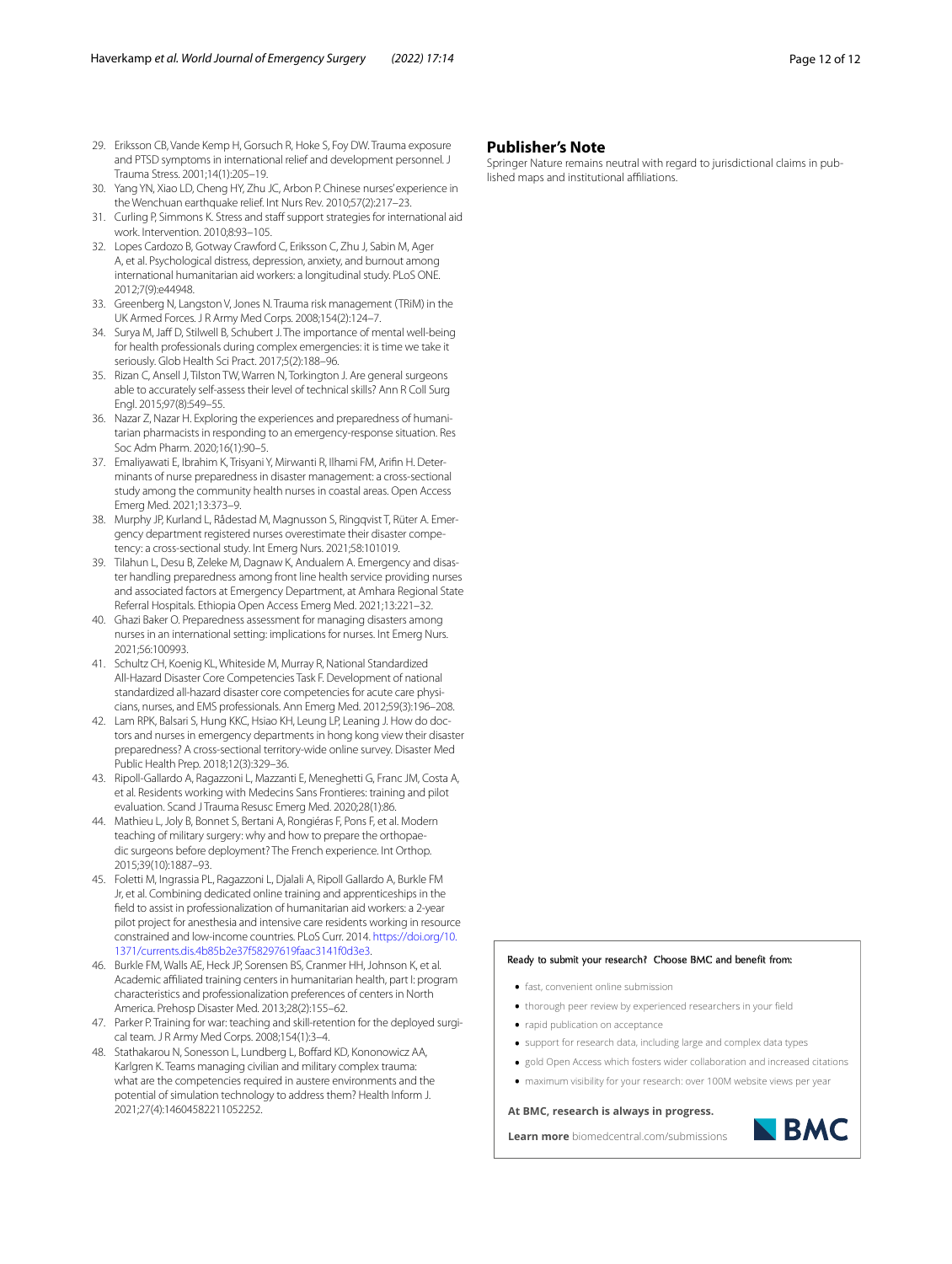29. Eriksson CB, Vande Kemp H, Gorsuch R, Hoke S, Foy DW. Trauma exposure and PTSD symptoms in international relief and development personnel. J Trauma Stress. 2001;14(1):205–19.
30. Yang YN, Xiao LD, Cheng HY, Zhu JC, Arbon P. Chinese nurses' experience in the Wenchuan earthquake relief. Int Nurs Rev. 2010;57(2):217–23.
31. Curling P, Simmons K. Stress and staff support strategies for international aid work. Intervention. 2010;8:93–105.
32. Lopes Cardozo B, Gotway Crawford C, Eriksson C, Zhu J, Sabin M, Ager A, et al. Psychological distress, depression, anxiety, and burnout among international humanitarian aid workers: a longitudinal study. PLoS ONE. 2012;7(9):e44948.
33. Greenberg N, Langston V, Jones N. Trauma risk management (TRiM) in the UK Armed Forces. J R Army Med Corps. 2008;154(2):124–7.
34. Surya M, Jaff D, Stilwell B, Schubert J. The importance of mental well-being for health professionals during complex emergencies: it is time we take it seriously. Glob Health Sci Pract. 2017;5(2):188–96.
35. Rizan C, Ansell J, Tilston TW, Warren N, Torkington J. Are general surgeons able to accurately self-assess their level of technical skills? Ann R Coll Surg Engl. 2015;97(8):549–55.
36. Nazar Z, Nazar H. Exploring the experiences and preparedness of humanitarian pharmacists in responding to an emergency-response situation. Res Soc Adm Pharm. 2020;16(1):90–5.
37. Emaliyawati E, Ibrahim K, Trisyani Y, Mirwanti R, Ilhami FM, Arifin H. Determinants of nurse preparedness in disaster management: a cross-sectional study among the community health nurses in coastal areas. Open Access Emerg Med. 2021;13:373–9.
38. Murphy JP, Kurland L, Rådestad M, Magnusson S, Ringqvist T, Rüter A. Emergency department registered nurses overestimate their disaster competency: a cross-sectional study. Int Emerg Nurs. 2021;58:101019.
39. Tilahun L, Desu B, Zeleke M, Dagnaw K, Andualem A. Emergency and disaster handling preparedness among front line health service providing nurses and associated factors at Emergency Department, at Amhara Regional State Referral Hospitals. Ethiopia Open Access Emerg Med. 2021;13:221–32.
40. Ghazi Baker O. Preparedness assessment for managing disasters among nurses in an international setting: implications for nurses. Int Emerg Nurs. 2021;56:100993.
41. Schultz CH, Koenig KL, Whiteside M, Murray R, National Standardized All-Hazard Disaster Core Competencies Task F. Development of national standardized all-hazard disaster core competencies for acute care physicians, nurses, and EMS professionals. Ann Emerg Med. 2012;59(3):196–208.
42. Lam RPK, Balsari S, Hung KKC, Hsiao KH, Leung LP, Leaning J. How do doctors and nurses in emergency departments in hong kong view their disaster preparedness? A cross-sectional territory-wide online survey. Disaster Med Public Health Prep. 2018;12(3):329–36.
43. Ripoll-Gallardo A, Ragazzoni L, Mazzanti E, Meneghetti G, Franc JM, Costa A, et al. Residents working with Medecins Sans Frontieres: training and pilot evaluation. Scand J Trauma Resusc Emerg Med. 2020;28(1):86.
44. Mathieu L, Joly B, Bonnet S, Bertani A, Rongiéras F, Pons F, et al. Modern teaching of military surgery: why and how to prepare the orthopaedic surgeons before deployment? The French experience. Int Orthop. 2015;39(10):1887–93.
45. Foletti M, Ingrassia PL, Ragazzoni L, Djalali A, Ripoll Gallardo A, Burkle FM Jr, et al. Combining dedicated online training and apprenticeships in the field to assist in professionalization of humanitarian aid workers: a 2-year pilot project for anesthesia and intensive care residents working in resource constrained and low-income countries. PLoS Curr. 2014. https://doi.org/10.1371/currents.dis.4b85b2e37f58297619faac3141f0d3e3.
46. Burkle FM, Walls AE, Heck JP, Sorensen BS, Cranmer HH, Johnson K, et al. Academic affiliated training centers in humanitarian health, part I: program characteristics and professionalization preferences of centers in North America. Prehosp Disaster Med. 2013;28(2):155–62.
47. Parker P. Training for war: teaching and skill-retention for the deployed surgical team. J R Army Med Corps. 2008;154(1):3–4.
48. Stathakarou N, Sonesson L, Lundberg L, Boffard KD, Kononowicz AA, Karlgren K. Teams managing civilian and military complex trauma: what are the competencies required in austere environments and the potential of simulation technology to address them? Health Inform J. 2021;27(4):14604582211052252.

## Publisher's Note

Springer Nature remains neutral with regard to jurisdictional claims in published maps and institutional affiliations.

Ready to submit your research? Choose BMC and benefit from:

- fast, convenient online submission
- thorough peer review by experienced researchers in your field
- rapid publication on acceptance
- support for research data, including large and complex data types
- gold Open Access which fosters wider collaboration and increased citations
- maximum visibility for your research: over 100M website views per year

**At BMC, research is always in progress.**

**Learn more** biomedcentral.com/submissions

BMC